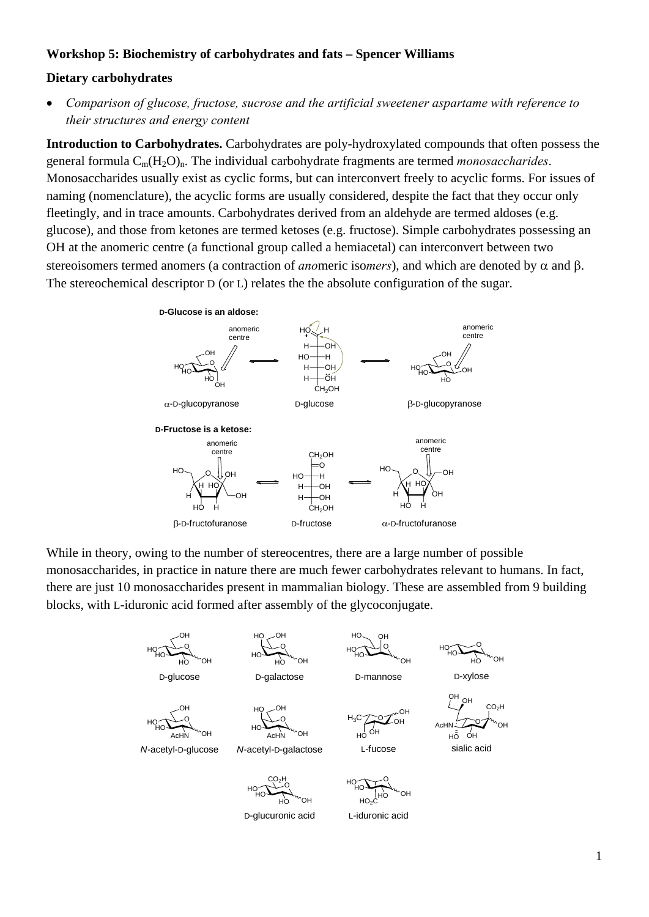**Workshop 5: Biochemistry of carbohydrates and fats – Spencer Williams**

**Dietary carbohydrates**

- *Comparison of glucose, fructose, sucrose and the artificial sweetener aspartame with reference to their structures and energy content*

**Introduction to Carbohydrates.** Carbohydrates are poly-hydroxylated compounds that often possess the general formula $C_m(H_2O)_n$. The individual carbohydrate fragments are termed *monosaccharides*. Monosaccharides usually exist as cyclic forms, but can interconvert freely to acyclic forms. For issues of naming (nomenclature), the acyclic forms are usually considered, despite the fact that they occur only fleetingly, and in trace amounts. Carbohydrates derived from an aldehyde are termed aldoses (e.g. glucose), and those from ketones are termed ketoses (e.g. fructose). Simple carbohydrates possessing an OH at the anomeric centre (a functional group called a hemiacetal) can interconvert between two stereoisomers termed anomers (a contraction of *ano*meric iso*mers*), and which are denoted by α and β. The stereochemical descriptor D (or L) relates the the absolute configuration of the sugar.

**D-Glucose is an aldose:**

anomeric centre — α-D-glucopyranose ⇌ D-glucose ⇌ β-D-glucopyranose — anomeric centre

**D-Fructose is a ketose:**

anomeric centre — β-D-fructofuranose ⇌ D-fructose ⇌ α-D-fructofuranose — anomeric centre

While in theory, owing to the number of stereocentres, there are a large number of possible monosaccharides, in practice in nature there are much fewer carbohydrates relevant to humans. In fact, there are just 10 monosaccharides present in mammalian biology. These are assembled from 9 building blocks, with L-iduronic acid formed after assembly of the glycoconjugate.

D-glucose, D-galactose, D-mannose, D-xylose

*N*-acetyl-D-glucose, *N*-acetyl-D-galactose, L-fucose, sialic acid

D-glucuronic acid, L-iduronic acid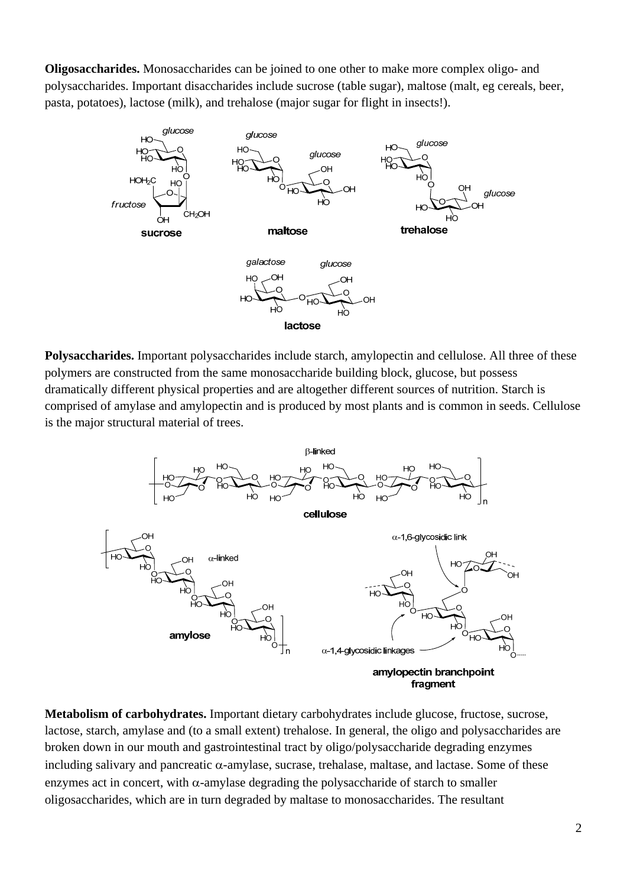**Oligosaccharides.** Monosaccharides can be joined to one other to make more complex oligo- and polysaccharides. Important disaccharides include sucrose (table sugar), maltose (malt, eg cereals, beer, pasta, potatoes), lactose (milk), and trehalose (major sugar for flight in insects!).

*glucose*

*fructose*

**sucrose**

*glucose*

*glucose*

**maltose**

*glucose*

*glucose*

**trehalose**

*galactose*

*glucose*

**lactose**

**Polysaccharides.** Important polysaccharides include starch, amylopectin and cellulose. All three of these polymers are constructed from the same monosaccharide building block, glucose, but possess dramatically different physical properties and are altogether different sources of nutrition. Starch is comprised of amylase and amylopectin and is produced by most plants and is common in seeds. Cellulose is the major structural material of trees.

β-linked

**cellulose**

α-linked

**amylose**

α-1,6-glycosidic link

α-1,4-glycosidic linkages

**amylopectin branchpoint fragment**

**Metabolism of carbohydrates.** Important dietary carbohydrates include glucose, fructose, sucrose, lactose, starch, amylase and (to a small extent) trehalose. In general, the oligo and polysaccharides are broken down in our mouth and gastrointestinal tract by oligo/polysaccharide degrading enzymes including salivary and pancreatic α-amylase, sucrase, trehalase, maltase, and lactase. Some of these enzymes act in concert, with α-amylase degrading the polysaccharide of starch to smaller oligosaccharides, which are in turn degraded by maltase to monosaccharides. The resultant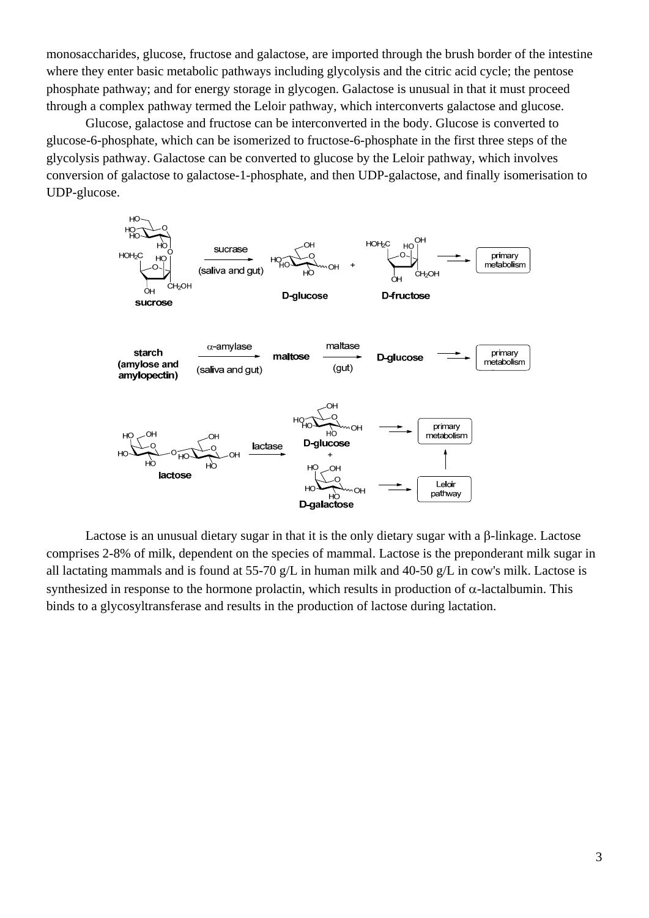monosaccharides, glucose, fructose and galactose, are imported through the brush border of the intestine where they enter basic metabolic pathways including glycolysis and the citric acid cycle; the pentose phosphate pathway; and for energy storage in glycogen. Galactose is unusual in that it must proceed through a complex pathway termed the Leloir pathway, which interconverts galactose and glucose.

Glucose, galactose and fructose can be interconverted in the body. Glucose is converted to glucose-6-phosphate, which can be isomerized to fructose-6-phosphate in the first three steps of the glycolysis pathway. Galactose can be converted to glucose by the Leloir pathway, which involves conversion of galactose to galactose-1-phosphate, and then UDP-galactose, and finally isomerisation to UDP-glucose.

sucrose
sucrase
(saliva and gut)
D-glucose
+
D-fructose
primary metabolism

starch (amylose and amylopectin)
α-amylase
(saliva and gut)
maltose
maltase
(gut)
D-glucose
primary metabolism

lactose
lactase
D-glucose
+
D-galactose
primary metabolism
Leloir pathway

Lactose is an unusual dietary sugar in that it is the only dietary sugar with a β-linkage. Lactose comprises 2-8% of milk, dependent on the species of mammal. Lactose is the preponderant milk sugar in all lactating mammals and is found at 55-70 g/L in human milk and 40-50 g/L in cow's milk. Lactose is synthesized in response to the hormone prolactin, which results in production of α-lactalbumin. This binds to a glycosyltransferase and results in the production of lactose during lactation.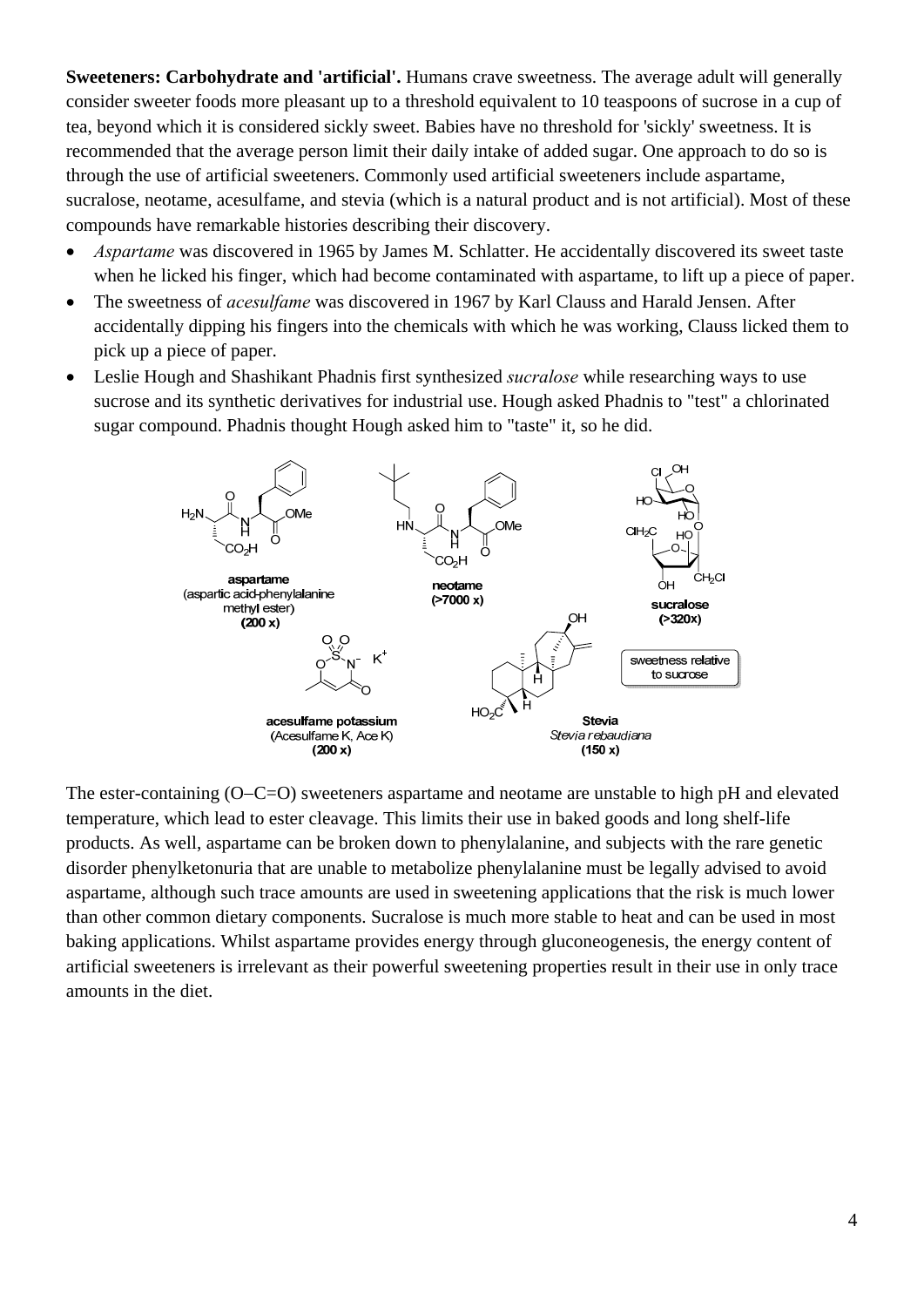**Sweeteners: Carbohydrate and 'artificial'.** Humans crave sweetness. The average adult will generally consider sweeter foods more pleasant up to a threshold equivalent to 10 teaspoons of sucrose in a cup of tea, beyond which it is considered sickly sweet. Babies have no threshold for 'sickly' sweetness. It is recommended that the average person limit their daily intake of added sugar. One approach to do so is through the use of artificial sweeteners. Commonly used artificial sweeteners include aspartame, sucralose, neotame, acesulfame, and stevia (which is a natural product and is not artificial). Most of these compounds have remarkable histories describing their discovery.

- *Aspartame* was discovered in 1965 by James M. Schlatter. He accidentally discovered its sweet taste when he licked his finger, which had become contaminated with aspartame, to lift up a piece of paper.
- The sweetness of *acesulfame* was discovered in 1967 by Karl Clauss and Harald Jensen. After accidentally dipping his fingers into the chemicals with which he was working, Clauss licked them to pick up a piece of paper.
- Leslie Hough and Shashikant Phadnis first synthesized *sucralose* while researching ways to use sucrose and its synthetic derivatives for industrial use. Hough asked Phadnis to "test" a chlorinated sugar compound. Phadnis thought Hough asked him to "taste" it, so he did.

**aspartame**
(aspartic acid-phenylalanine methyl ester)
**(200 x)**

**neotame**
**(>7000 x)**

**sucralose**
**(>320x)**

sweetness relative to sucrose

**acesulfame potassium**
(Acesulfame K, Ace K)
**(200 x)**

**Stevia**
*Stevia rebaudiana*
**(150 x)**

The ester-containing (O–C=O) sweeteners aspartame and neotame are unstable to high pH and elevated temperature, which lead to ester cleavage. This limits their use in baked goods and long shelf-life products. As well, aspartame can be broken down to phenylalanine, and subjects with the rare genetic disorder phenylketonuria that are unable to metabolize phenylalanine must be legally advised to avoid aspartame, although such trace amounts are used in sweetening applications that the risk is much lower than other common dietary components. Sucralose is much more stable to heat and can be used in most baking applications. Whilst aspartame provides energy through gluconeogenesis, the energy content of artificial sweeteners is irrelevant as their powerful sweetening properties result in their use in only trace amounts in the diet.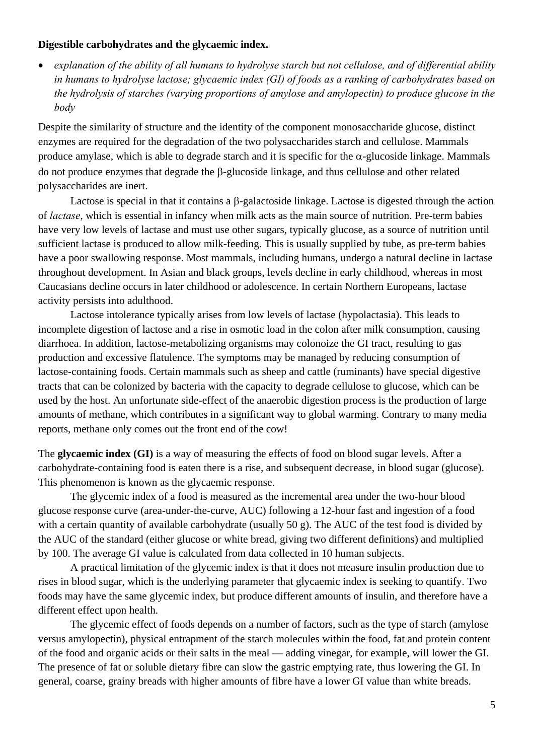**Digestible carbohydrates and the glycaemic index.**

- *explanation of the ability of all humans to hydrolyse starch but not cellulose, and of differential ability in humans to hydrolyse lactose; glycaemic index (GI) of foods as a ranking of carbohydrates based on the hydrolysis of starches (varying proportions of amylose and amylopectin) to produce glucose in the body*

Despite the similarity of structure and the identity of the component monosaccharide glucose, distinct enzymes are required for the degradation of the two polysaccharides starch and cellulose. Mammals produce amylase, which is able to degrade starch and it is specific for the $\alpha$-glucoside linkage. Mammals do not produce enzymes that degrade the $\beta$-glucoside linkage, and thus cellulose and other related polysaccharides are inert.

Lactose is special in that it contains a $\beta$-galactoside linkage. Lactose is digested through the action of *lactase*, which is essential in infancy when milk acts as the main source of nutrition. Pre-term babies have very low levels of lactase and must use other sugars, typically glucose, as a source of nutrition until sufficient lactase is produced to allow milk-feeding. This is usually supplied by tube, as pre-term babies have a poor swallowing response. Most mammals, including humans, undergo a natural decline in lactase throughout development. In Asian and black groups, levels decline in early childhood, whereas in most Caucasians decline occurs in later childhood or adolescence. In certain Northern Europeans, lactase activity persists into adulthood.

Lactose intolerance typically arises from low levels of lactase (hypolactasia). This leads to incomplete digestion of lactose and a rise in osmotic load in the colon after milk consumption, causing diarrhoea. In addition, lactose-metabolizing organisms may colonoize the GI tract, resulting to gas production and excessive flatulence. The symptoms may be managed by reducing consumption of lactose-containing foods. Certain mammals such as sheep and cattle (ruminants) have special digestive tracts that can be colonized by bacteria with the capacity to degrade cellulose to glucose, which can be used by the host. An unfortunate side-effect of the anaerobic digestion process is the production of large amounts of methane, which contributes in a significant way to global warming. Contrary to many media reports, methane only comes out the front end of the cow!

The **glycaemic index (GI)** is a way of measuring the effects of food on blood sugar levels. After a carbohydrate-containing food is eaten there is a rise, and subsequent decrease, in blood sugar (glucose). This phenomenon is known as the glycaemic response.

The glycemic index of a food is measured as the incremental area under the two-hour blood glucose response curve (area-under-the-curve, AUC) following a 12-hour fast and ingestion of a food with a certain quantity of available carbohydrate (usually 50 g). The AUC of the test food is divided by the AUC of the standard (either glucose or white bread, giving two different definitions) and multiplied by 100. The average GI value is calculated from data collected in 10 human subjects.

A practical limitation of the glycemic index is that it does not measure insulin production due to rises in blood sugar, which is the underlying parameter that glycaemic index is seeking to quantify. Two foods may have the same glycemic index, but produce different amounts of insulin, and therefore have a different effect upon health.

The glycemic effect of foods depends on a number of factors, such as the type of starch (amylose versus amylopectin), physical entrapment of the starch molecules within the food, fat and protein content of the food and organic acids or their salts in the meal — adding vinegar, for example, will lower the GI. The presence of fat or soluble dietary fibre can slow the gastric emptying rate, thus lowering the GI. In general, coarse, grainy breads with higher amounts of fibre have a lower GI value than white breads.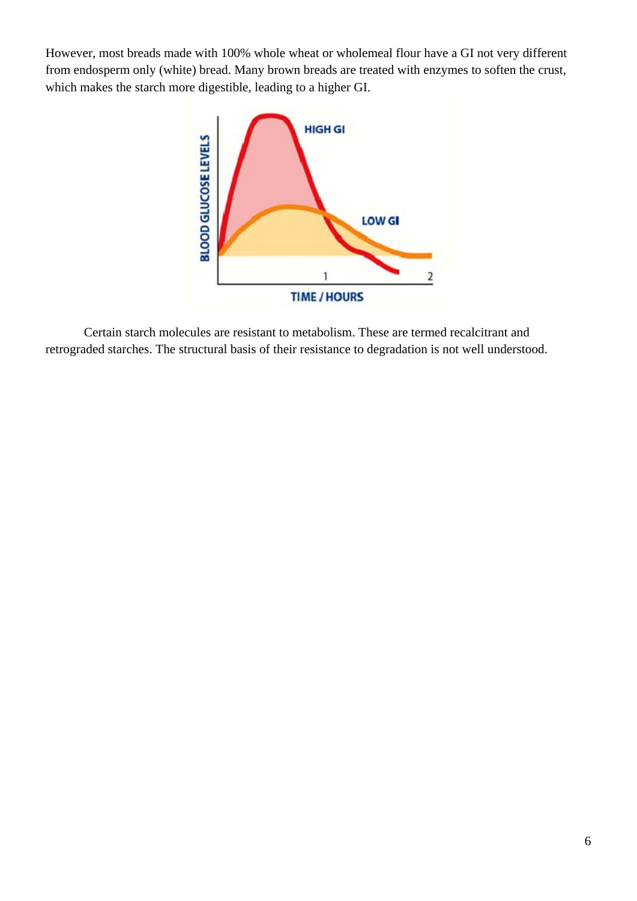However, most breads made with 100% whole wheat or wholemeal flour have a GI not very different from endosperm only (white) bread. Many brown breads are treated with enzymes to soften the crust, which makes the starch more digestible, leading to a higher GI.

HIGH GI

LOW GI

BLOOD GLUCOSE LEVELS

1

2

TIME / HOURS

Certain starch molecules are resistant to metabolism. These are termed recalcitrant and retrograded starches. The structural basis of their resistance to degradation is not well understood.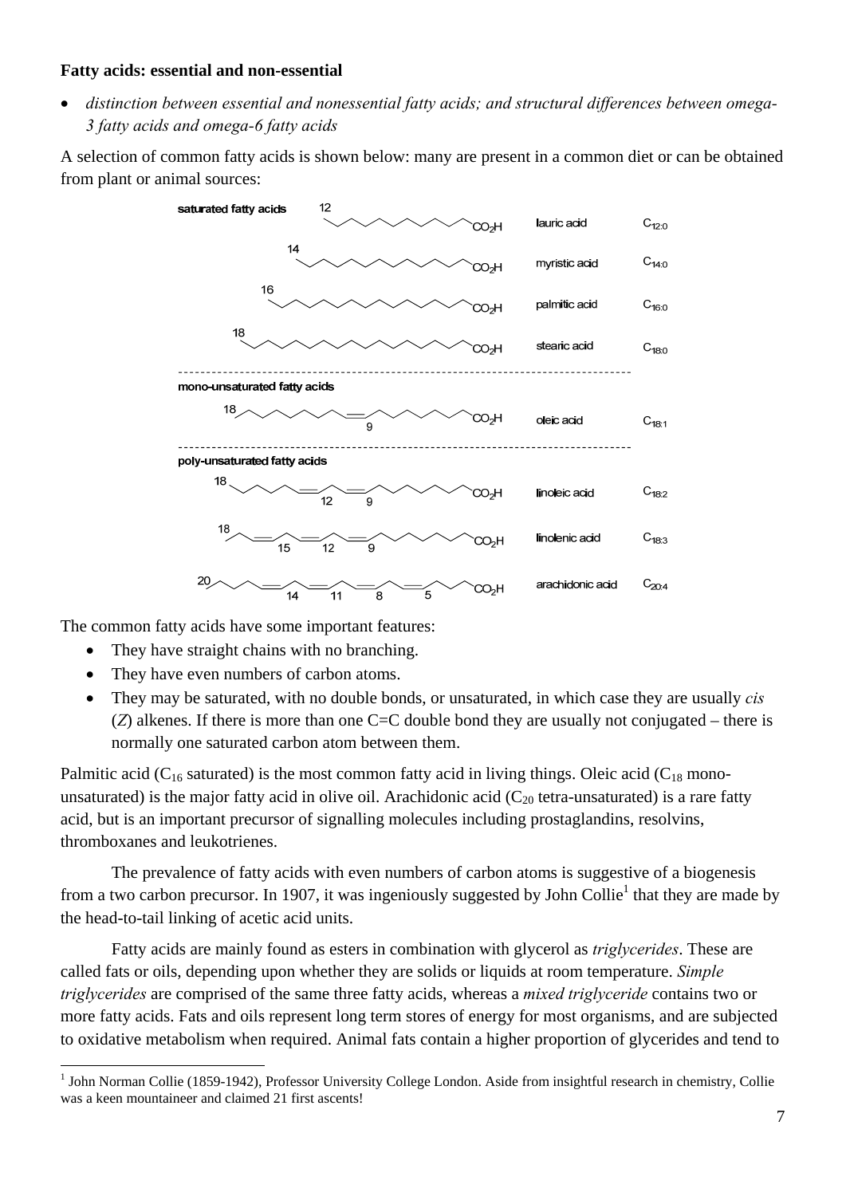**Fatty acids: essential and non-essential**

- *distinction between essential and nonessential fatty acids; and structural differences between omega-3 fatty acids and omega-6 fatty acids*

A selection of common fatty acids is shown below: many are present in a common diet or can be obtained from plant or animal sources:

saturated fatty acids

12 $CO_2H$ lauric acid $C_{12:0}$

14 $CO_2H$ myristic acid $C_{14:0}$

16 $CO_2H$ palmitic acid $C_{16:0}$

18 $CO_2H$ stearic acid $C_{18:0}$

mono-unsaturated fatty acids

18 9 $CO_2H$ oleic acid $C_{18:1}$

poly-unsaturated fatty acids

18 12 9 $CO_2H$ linoleic acid $C_{18:2}$

18 15 12 9 $CO_2H$ linolenic acid $C_{18:3}$

20 14 11 8 5 $CO_2H$ arachidonic acid $C_{20:4}$

The common fatty acids have some important features:

- They have straight chains with no branching.
- They have even numbers of carbon atoms.
- They may be saturated, with no double bonds, or unsaturated, in which case they are usually *cis* (*Z*) alkenes. If there is more than one C=C double bond they are usually not conjugated – there is normally one saturated carbon atom between them.

Palmitic acid ($C_{16}$ saturated) is the most common fatty acid in living things. Oleic acid ($C_{18}$ mono-unsaturated) is the major fatty acid in olive oil. Arachidonic acid ($C_{20}$ tetra-unsaturated) is a rare fatty acid, but is an important precursor of signalling molecules including prostaglandins, resolvins, thromboxanes and leukotrienes.

The prevalence of fatty acids with even numbers of carbon atoms is suggestive of a biogenesis from a two carbon precursor. In 1907, it was ingeniously suggested by John Collie[1] that they are made by the head-to-tail linking of acetic acid units.

Fatty acids are mainly found as esters in combination with glycerol as *triglycerides*. These are called fats or oils, depending upon whether they are solids or liquids at room temperature. *Simple triglycerides* are comprised of the same three fatty acids, whereas a *mixed triglyceride* contains two or more fatty acids. Fats and oils represent long term stores of energy for most organisms, and are subjected to oxidative metabolism when required. Animal fats contain a higher proportion of glycerides and tend to

[1] John Norman Collie (1859-1942), Professor University College London. Aside from insightful research in chemistry, Collie was a keen mountaineer and claimed 21 first ascents!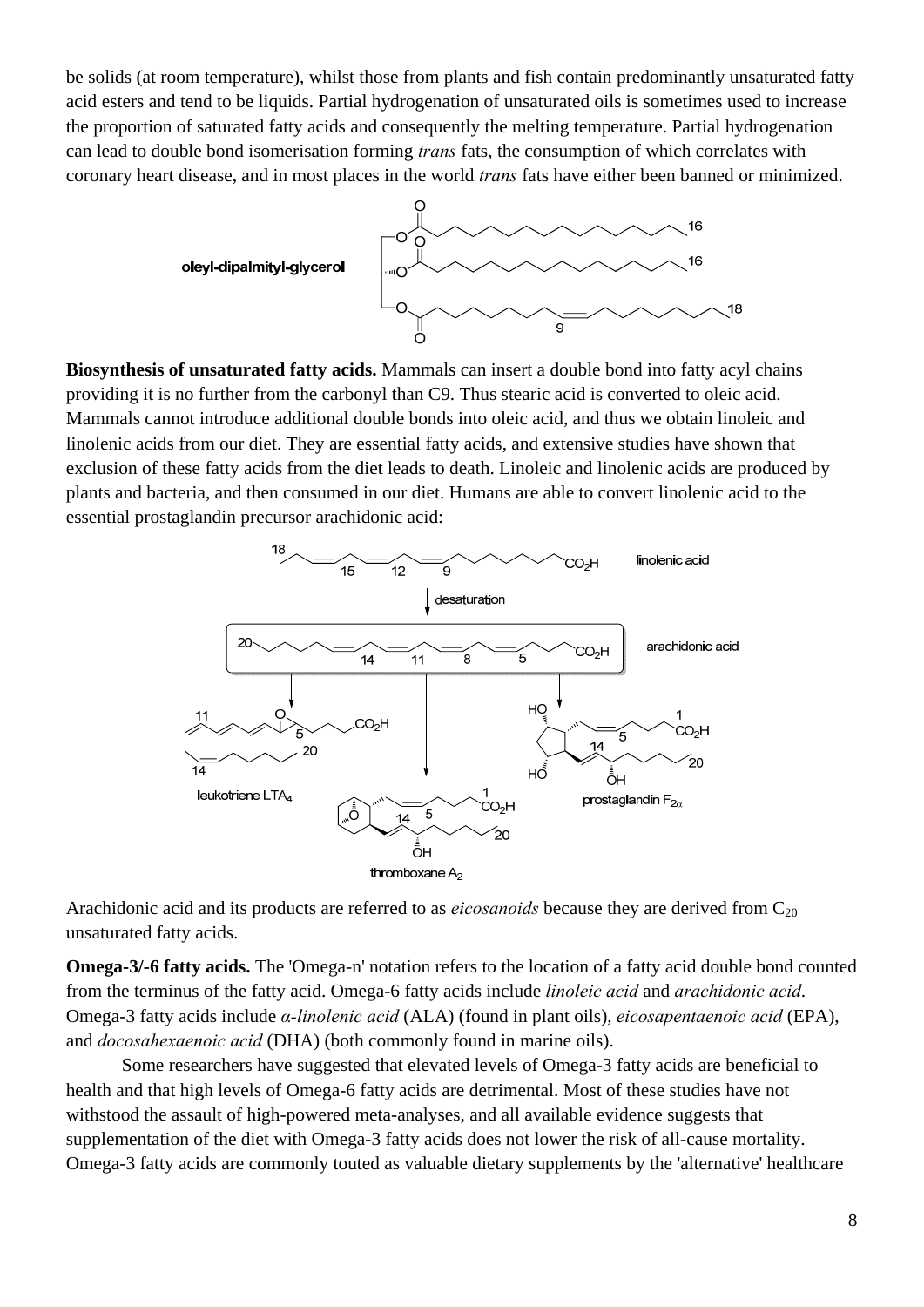be solids (at room temperature), whilst those from plants and fish contain predominantly unsaturated fatty acid esters and tend to be liquids. Partial hydrogenation of unsaturated oils is sometimes used to increase the proportion of saturated fatty acids and consequently the melting temperature. Partial hydrogenation can lead to double bond isomerisation forming *trans* fats, the consumption of which correlates with coronary heart disease, and in most places in the world *trans* fats have either been banned or minimized.

oleyl-dipalmityl-glycerol

16

16

18

9

**Biosynthesis of unsaturated fatty acids.** Mammals can insert a double bond into fatty acyl chains providing it is no further from the carbonyl than C9. Thus stearic acid is converted to oleic acid. Mammals cannot introduce additional double bonds into oleic acid, and thus we obtain linoleic and linolenic acids from our diet. They are essential fatty acids, and extensive studies have shown that exclusion of these fatty acids from the diet leads to death. Linoleic and linolenic acids are produced by plants and bacteria, and then consumed in our diet. Humans are able to convert linolenic acid to the essential prostaglandin precursor arachidonic acid:

linolenic acid

desaturation

arachidonic acid

leukotriene $LTA_4$

thromboxane $A_2$

prostaglandin $F_{2\alpha}$

Arachidonic acid and its products are referred to as *eicosanoids* because they are derived from $C_{20}$ unsaturated fatty acids.

**Omega-3/-6 fatty acids.** The 'Omega-n' notation refers to the location of a fatty acid double bond counted from the terminus of the fatty acid. Omega-6 fatty acids include *linoleic acid* and *arachidonic acid*. Omega-3 fatty acids include *α-linolenic acid* (ALA) (found in plant oils), *eicosapentaenoic acid* (EPA), and *docosahexaenoic acid* (DHA) (both commonly found in marine oils).

Some researchers have suggested that elevated levels of Omega-3 fatty acids are beneficial to health and that high levels of Omega-6 fatty acids are detrimental. Most of these studies have not withstood the assault of high-powered meta-analyses, and all available evidence suggests that supplementation of the diet with Omega-3 fatty acids does not lower the risk of all-cause mortality. Omega-3 fatty acids are commonly touted as valuable dietary supplements by the 'alternative' healthcare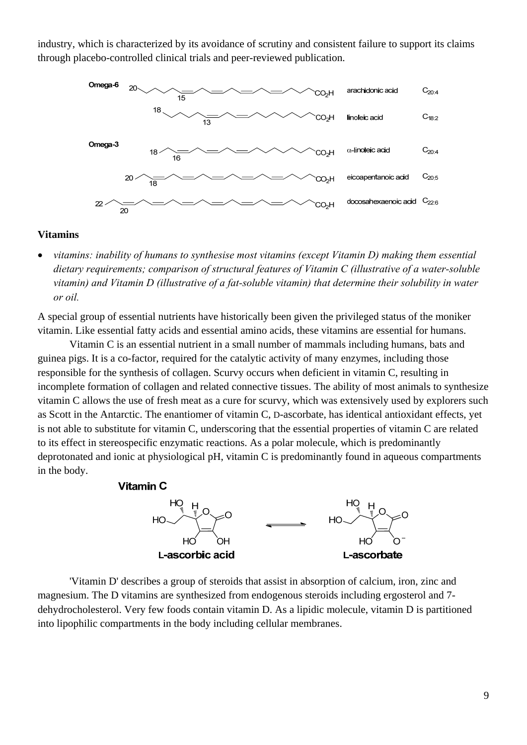industry, which is characterized by its avoidance of scrutiny and consistent failure to support its claims through placebo-controlled clinical trials and peer-reviewed publication.

Omega-6

20 15 $CO_2H$ arachidonic acid $C_{20:4}$

18 13 $CO_2H$ linoleic acid $C_{18:2}$

Omega-3

18 16 $CO_2H$ α-linoleic acid $C_{20:4}$

20 18 $CO_2H$ eicoapentanoic acid $C_{20:5}$

22 20 $CO_2H$ docosahexaenoic acid $C_{22:6}$

**Vitamins**

- *vitamins: inability of humans to synthesise most vitamins (except Vitamin D) making them essential dietary requirements; comparison of structural features of Vitamin C (illustrative of a water-soluble vitamin) and Vitamin D (illustrative of a fat-soluble vitamin) that determine their solubility in water or oil.*

A special group of essential nutrients have historically been given the privileged status of the moniker vitamin. Like essential fatty acids and essential amino acids, these vitamins are essential for humans.

Vitamin C is an essential nutrient in a small number of mammals including humans, bats and guinea pigs. It is a co-factor, required for the catalytic activity of many enzymes, including those responsible for the synthesis of collagen. Scurvy occurs when deficient in vitamin C, resulting in incomplete formation of collagen and related connective tissues. The ability of most animals to synthesize vitamin C allows the use of fresh meat as a cure for scurvy, which was extensively used by explorers such as Scott in the Antarctic. The enantiomer of vitamin C, D-ascorbate, has identical antioxidant effects, yet is not able to substitute for vitamin C, underscoring that the essential properties of vitamin C are related to its effect in stereospecific enzymatic reactions. As a polar molecule, which is predominantly deprotonated and ionic at physiological pH, vitamin C is predominantly found in aqueous compartments in the body.

**Vitamin C**

L-ascorbic acid ⇌ L-ascorbate

'Vitamin D' describes a group of steroids that assist in absorption of calcium, iron, zinc and magnesium. The D vitamins are synthesized from endogenous steroids including ergosterol and 7-dehydrocholesterol. Very few foods contain vitamin D. As a lipidic molecule, vitamin D is partitioned into lipophilic compartments in the body including cellular membranes.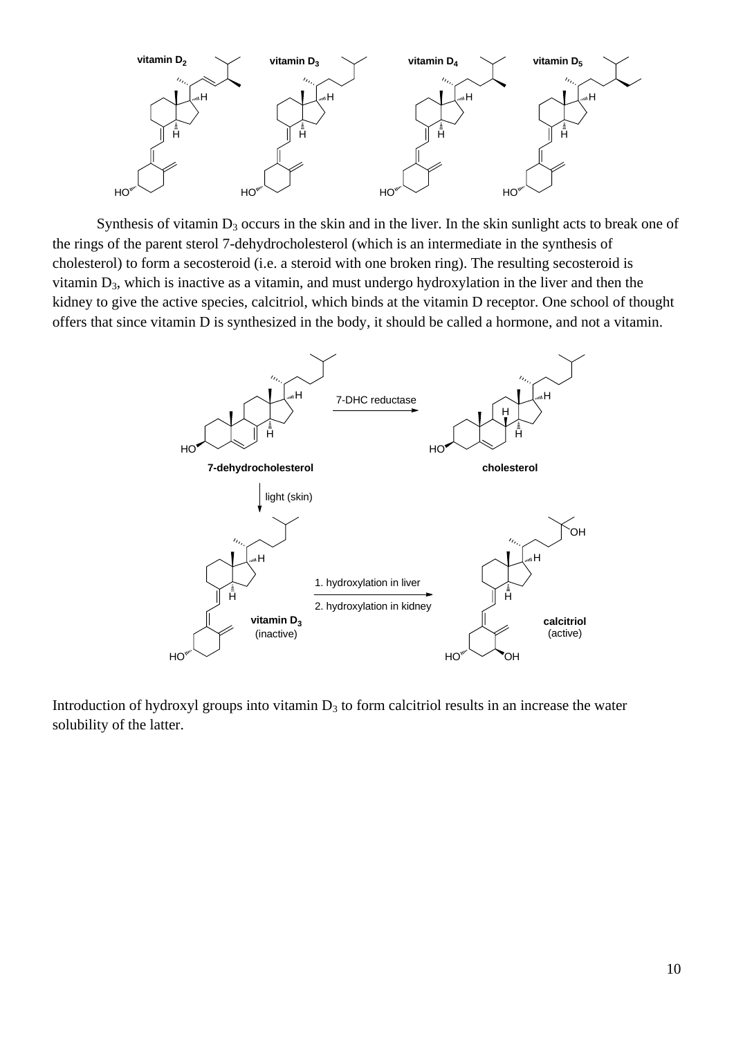vitamin $D_2$

vitamin $D_3$

vitamin $D_4$

vitamin $D_5$

Synthesis of vitamin $D_3$ occurs in the skin and in the liver. In the skin sunlight acts to break one of the rings of the parent sterol 7-dehydrocholesterol (which is an intermediate in the synthesis of cholesterol) to form a secosteroid (i.e. a steroid with one broken ring). The resulting secosteroid is vitamin $D_3$, which is inactive as a vitamin, and must undergo hydroxylation in the liver and then the kidney to give the active species, calcitriol, which binds at the vitamin D receptor. One school of thought offers that since vitamin D is synthesized in the body, it should be called a hormone, and not a vitamin.

7-dehydrocholesterol

7-DHC reductase

cholesterol

light (skin)

vitamin $D_3$
(inactive)

1. hydroxylation in liver
2. hydroxylation in kidney

calcitriol
(active)

Introduction of hydroxyl groups into vitamin $D_3$ to form calcitriol results in an increase the water solubility of the latter.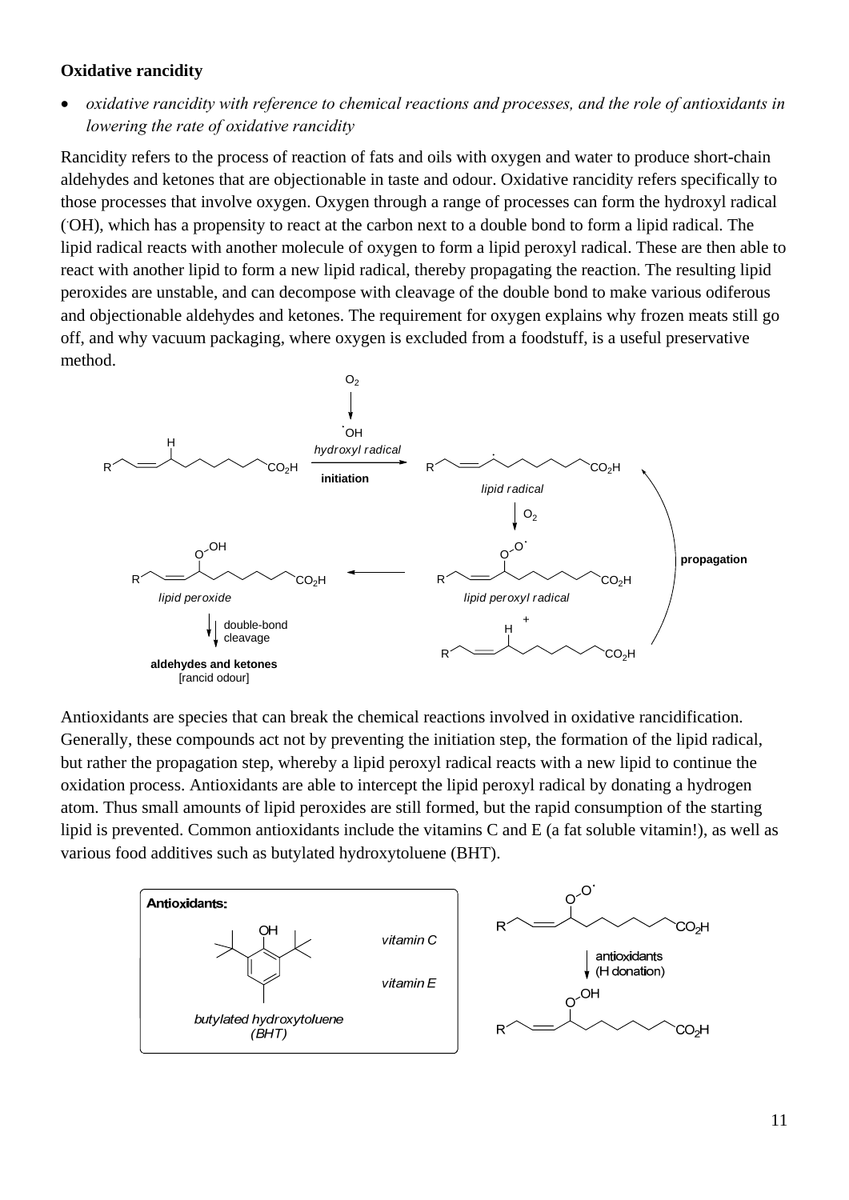**Oxidative rancidity**

- *oxidative rancidity with reference to chemical reactions and processes, and the role of antioxidants in lowering the rate of oxidative rancidity*

Rancidity refers to the process of reaction of fats and oils with oxygen and water to produce short-chain aldehydes and ketones that are objectionable in taste and odour. Oxidative rancidity refers specifically to those processes that involve oxygen. Oxygen through a range of processes can form the hydroxyl radical (·OH), which has a propensity to react at the carbon next to a double bond to form a lipid radical. The lipid radical reacts with another molecule of oxygen to form a lipid peroxyl radical. These are then able to react with another lipid to form a new lipid radical, thereby propagating the reaction. The resulting lipid peroxides are unstable, and can decompose with cleavage of the double bond to make various odiferous and objectionable aldehydes and ketones. The requirement for oxygen explains why frozen meats still go off, and why vacuum packaging, where oxygen is excluded from a foodstuff, is a useful preservative method.

$O_2$

·OH

*hydroxyl radical*

**initiation**

*lipid radical*

$O_2$

**propagation**

*lipid peroxide*

*lipid peroxyl radical*

double-bond cleavage

**aldehydes and ketones**
[rancid odour]

Antioxidants are species that can break the chemical reactions involved in oxidative rancidification. Generally, these compounds act not by preventing the initiation step, the formation of the lipid radical, but rather the propagation step, whereby a lipid peroxyl radical reacts with a new lipid to continue the oxidation process. Antioxidants are able to intercept the lipid peroxyl radical by donating a hydrogen atom. Thus small amounts of lipid peroxides are still formed, but the rapid consumption of the starting lipid is prevented. Common antioxidants include the vitamins C and E (a fat soluble vitamin!), as well as various food additives such as butylated hydroxytoluene (BHT).

**Antioxidants:**

*butylated hydroxytoluene (BHT)*

*vitamin C*

*vitamin E*

antioxidants
(H donation)